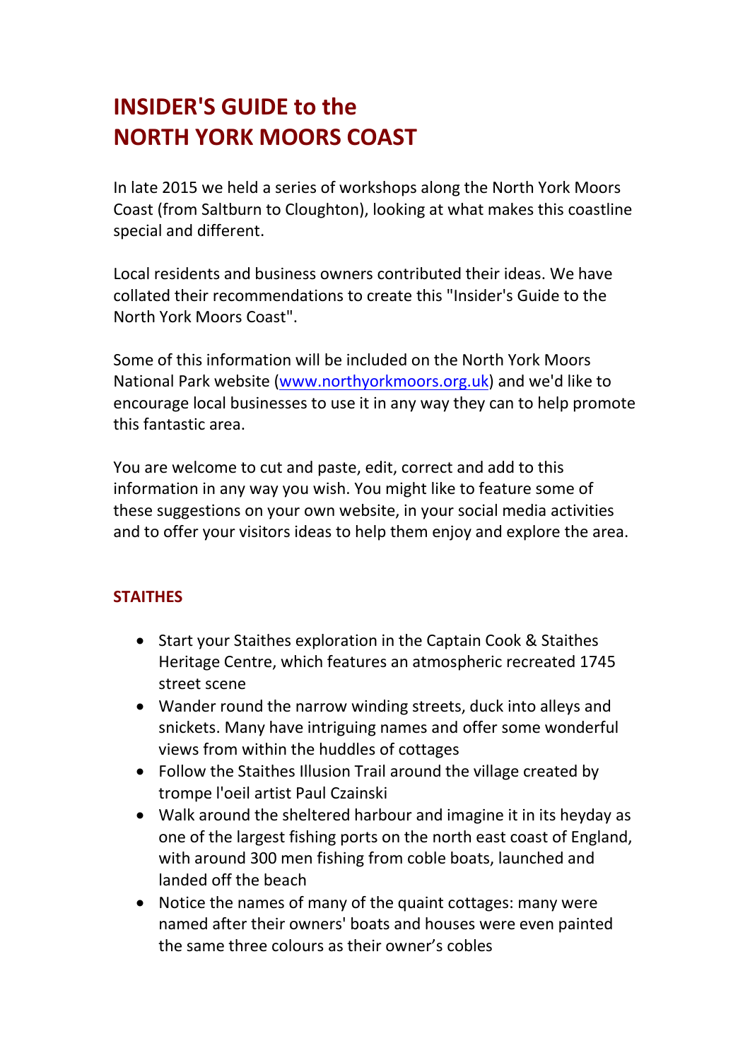# INSIDER'S GUIDE to the NORTH YORK MOORS COAST

In late 2015 we held a series of workshops along the North York Moors Coast (from Saltburn to Cloughton), looking at what makes this coastline special and different.

Local residents and business owners contributed their ideas. We have collated their recommendations to create this "Insider's Guide to the North York Moors Coast".

Some of this information will be included on the North York Moors National Park website ([www.northyorkmoors.org.uk](http://www.northyorkmoors.org.uk)) and we'd like to encourage local businesses to use it in any way they can to help promote this fantastic area.

You are welcome to cut and paste, edit, correct and add to this information in any way you wish. You might like to feature some of these suggestions on your own website, in your social media activities and to offer your visitors ideas to help them enjoy and explore the area.

## STAITHES

- Start your Staithes exploration in the Captain Cook & Staithes Heritage Centre, which features an atmospheric recreated 1745 street scene
- Wander round the narrow winding streets, duck into alleys and snickets. Many have intriguing names and offer some wonderful views from within the huddles of cottages
- Follow the Staithes Illusion Trail around the village created by trompe l'oeil artist Paul Czainski
- Walk around the sheltered harbour and imagine it in its heyday as one of the largest fishing ports on the north east coast of England, with around 300 men fishing from coble boats, launched and landed off the beach
- Notice the names of many of the quaint cottages: many were named after their owners' boats and houses were even painted the same three colours as their owner's cobles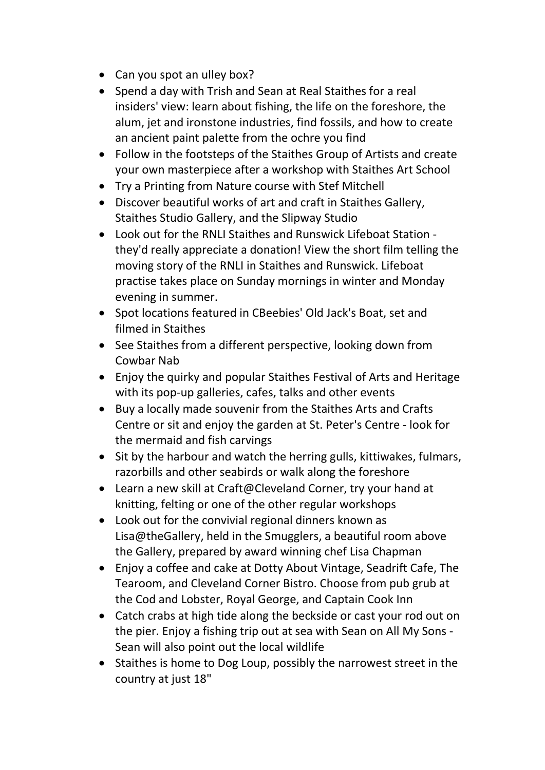- Can you spot an ulley box?
- Spend a day with Trish and Sean at Real Staithes for a real insiders' view: learn about fishing, the life on the foreshore, the alum, jet and ironstone industries, find fossils, and how to create an ancient paint palette from the ochre you find
- Follow in the footsteps of the Staithes Group of Artists and create your own masterpiece after a workshop with Staithes Art School
- Try a Printing from Nature course with Stef Mitchell
- Discover beautiful works of art and craft in Staithes Gallery, Staithes Studio Gallery, and the Slipway Studio
- Look out for the RNLI Staithes and Runswick Lifeboat Station - they'd really appreciate a donation! View the short film telling the moving story of the RNLI in Staithes and Runswick. Lifeboat practise takes place on Sunday mornings in winter and Monday evening in summer.
- Spot locations featured in CBeebies' Old Jack's Boat, set and filmed in Staithes
- See Staithes from a different perspective, looking down from Cowbar Nab
- Enjoy the quirky and popular Staithes Festival of Arts and Heritage with its pop-up galleries, cafes, talks and other events
- Buy a locally made souvenir from the Staithes Arts and Crafts Centre or sit and enjoy the garden at St. Peter's Centre - look for the mermaid and fish carvings
- Sit by the harbour and watch the herring gulls, kittiwakes, fulmars, razorbills and other seabirds or walk along the foreshore
- Learn a new skill at Craft@Cleveland Corner, try your hand at knitting, felting or one of the other regular workshops
- Look out for the convivial regional dinners known as Lisa@theGallery, held in the Smugglers, a beautiful room above the Gallery, prepared by award winning chef Lisa Chapman
- Enjoy a coffee and cake at Dotty About Vintage, Seadrift Cafe, The Tearoom, and Cleveland Corner Bistro. Choose from pub grub at the Cod and Lobster, Royal George, and Captain Cook Inn
- Catch crabs at high tide along the beckside or cast your rod out on the pier. Enjoy a fishing trip out at sea with Sean on All My Sons - Sean will also point out the local wildlife
- Staithes is home to Dog Loup, possibly the narrowest street in the country at just 18"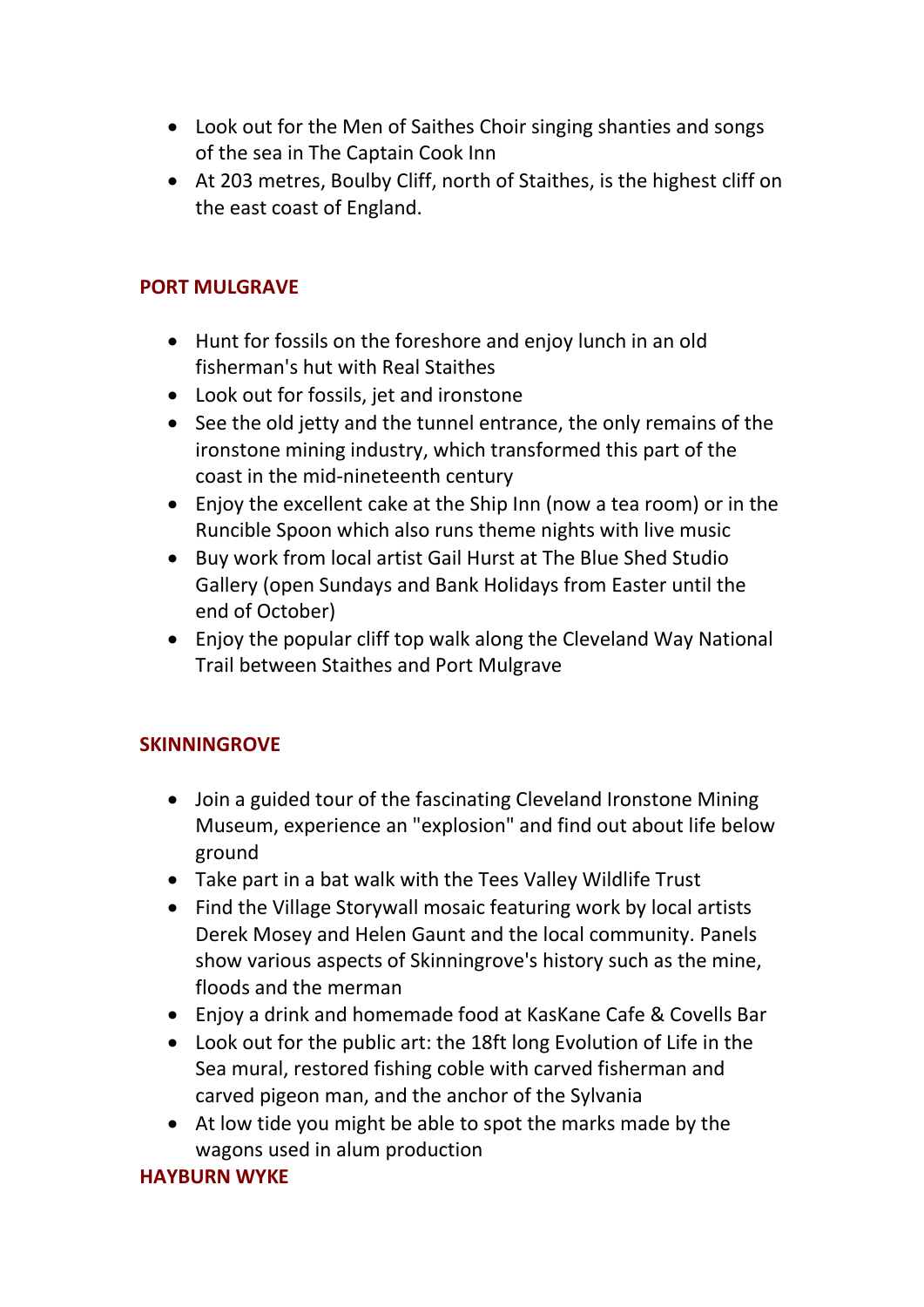- Look out for the Men of Saithes Choir singing shanties and songs of the sea in The Captain Cook Inn
- At 203 metres, Boulby Cliff, north of Staithes, is the highest cliff on the east coast of England.

## PORT MULGRAVE

- Hunt for fossils on the foreshore and enjoy lunch in an old fisherman's hut with Real Staithes
- Look out for fossils, jet and ironstone
- See the old jetty and the tunnel entrance, the only remains of the ironstone mining industry, which transformed this part of the coast in the mid-nineteenth century
- Enjoy the excellent cake at the Ship Inn (now a tea room) or in the Runcible Spoon which also runs theme nights with live music
- Buy work from local artist Gail Hurst at The Blue Shed Studio Gallery (open Sundays and Bank Holidays from Easter until the end of October)
- Enjoy the popular cliff top walk along the Cleveland Way National Trail between Staithes and Port Mulgrave

## SKINNINGROVE

- Join a guided tour of the fascinating Cleveland Ironstone Mining Museum, experience an "explosion" and find out about life below ground
- Take part in a bat walk with the Tees Valley Wildlife Trust
- Find the Village Storywall mosaic featuring work by local artists Derek Mosey and Helen Gaunt and the local community. Panels show various aspects of Skinningrove's history such as the mine, floods and the merman
- Enjoy a drink and homemade food at KasKane Cafe & Covells Bar
- Look out for the public art: the 18ft long Evolution of Life in the Sea mural, restored fishing coble with carved fisherman and carved pigeon man, and the anchor of the Sylvania
- At low tide you might be able to spot the marks made by the wagons used in alum production

## HAYBURN WYKE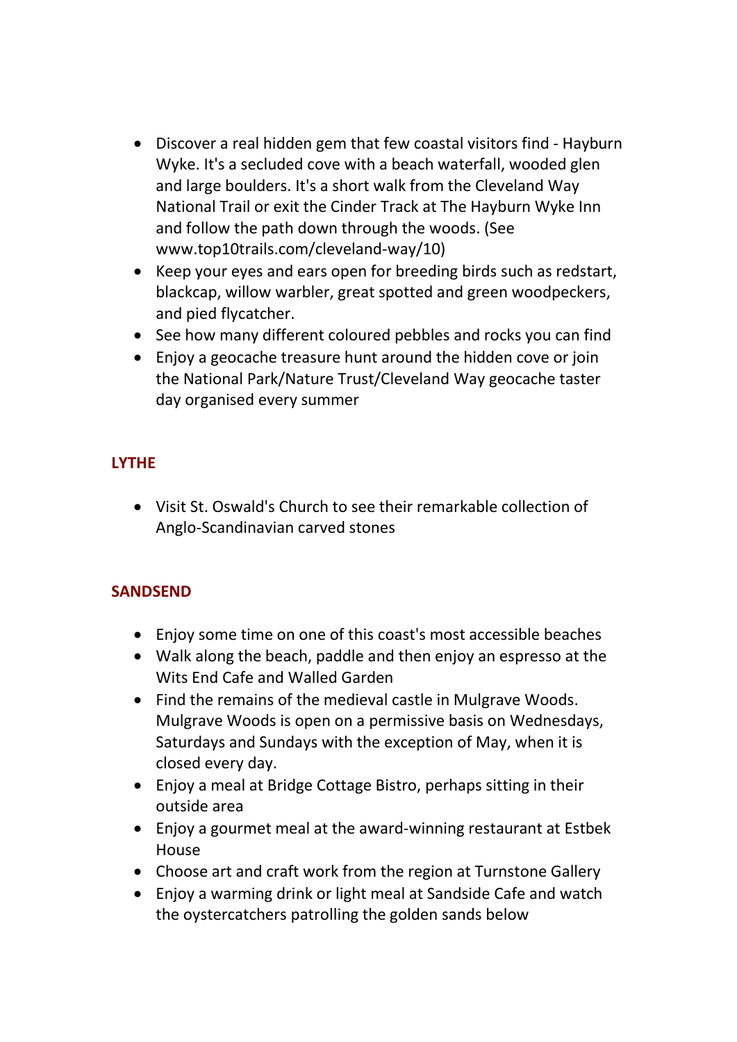- Discover a real hidden gem that few coastal visitors find - Hayburn Wyke. It's a secluded cove with a beach waterfall, wooded glen and large boulders. It's a short walk from the Cleveland Way National Trail or exit the Cinder Track at The Hayburn Wyke Inn and follow the path down through the woods. (See www.top10trails.com/cleveland-way/10)
- Keep your eyes and ears open for breeding birds such as redstart, blackcap, willow warbler, great spotted and green woodpeckers, and pied flycatcher.
- See how many different coloured pebbles and rocks you can find
- Enjoy a geocache treasure hunt around the hidden cove or join the National Park/Nature Trust/Cleveland Way geocache taster day organised every summer

## LYTHE

- Visit St. Oswald's Church to see their remarkable collection of Anglo-Scandinavian carved stones

## SANDSEND

- Enjoy some time on one of this coast's most accessible beaches
- Walk along the beach, paddle and then enjoy an espresso at the Wits End Cafe and Walled Garden
- Find the remains of the medieval castle in Mulgrave Woods. Mulgrave Woods is open on a permissive basis on Wednesdays, Saturdays and Sundays with the exception of May, when it is closed every day.
- Enjoy a meal at Bridge Cottage Bistro, perhaps sitting in their outside area
- Enjoy a gourmet meal at the award-winning restaurant at Estbek House
- Choose art and craft work from the region at Turnstone Gallery
- Enjoy a warming drink or light meal at Sandside Cafe and watch the oystercatchers patrolling the golden sands below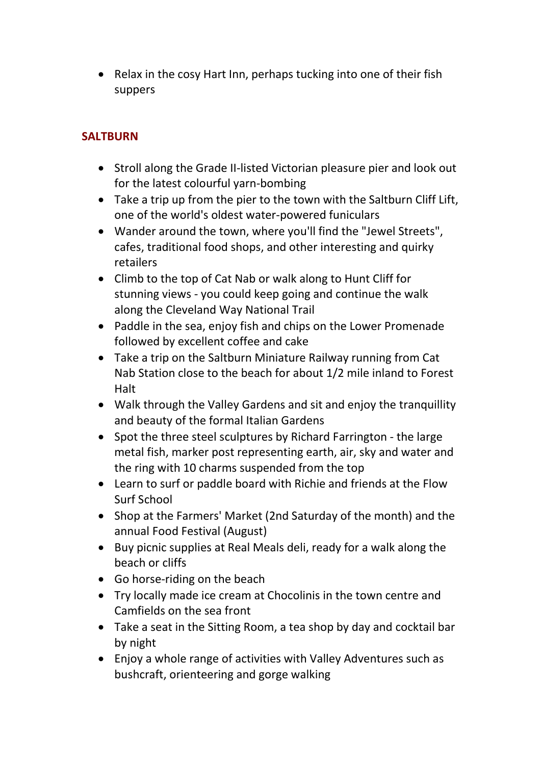- Relax in the cosy Hart Inn, perhaps tucking into one of their fish suppers

## SALTBURN

- Stroll along the Grade II-listed Victorian pleasure pier and look out for the latest colourful yarn-bombing
- Take a trip up from the pier to the town with the Saltburn Cliff Lift, one of the world's oldest water-powered funiculars
- Wander around the town, where you'll find the "Jewel Streets", cafes, traditional food shops, and other interesting and quirky retailers
- Climb to the top of Cat Nab or walk along to Hunt Cliff for stunning views - you could keep going and continue the walk along the Cleveland Way National Trail
- Paddle in the sea, enjoy fish and chips on the Lower Promenade followed by excellent coffee and cake
- Take a trip on the Saltburn Miniature Railway running from Cat Nab Station close to the beach for about 1/2 mile inland to Forest Halt
- Walk through the Valley Gardens and sit and enjoy the tranquillity and beauty of the formal Italian Gardens
- Spot the three steel sculptures by Richard Farrington - the large metal fish, marker post representing earth, air, sky and water and the ring with 10 charms suspended from the top
- Learn to surf or paddle board with Richie and friends at the Flow Surf School
- Shop at the Farmers' Market (2nd Saturday of the month) and the annual Food Festival (August)
- Buy picnic supplies at Real Meals deli, ready for a walk along the beach or cliffs
- Go horse-riding on the beach
- Try locally made ice cream at Chocolinis in the town centre and Camfields on the sea front
- Take a seat in the Sitting Room, a tea shop by day and cocktail bar by night
- Enjoy a whole range of activities with Valley Adventures such as bushcraft, orienteering and gorge walking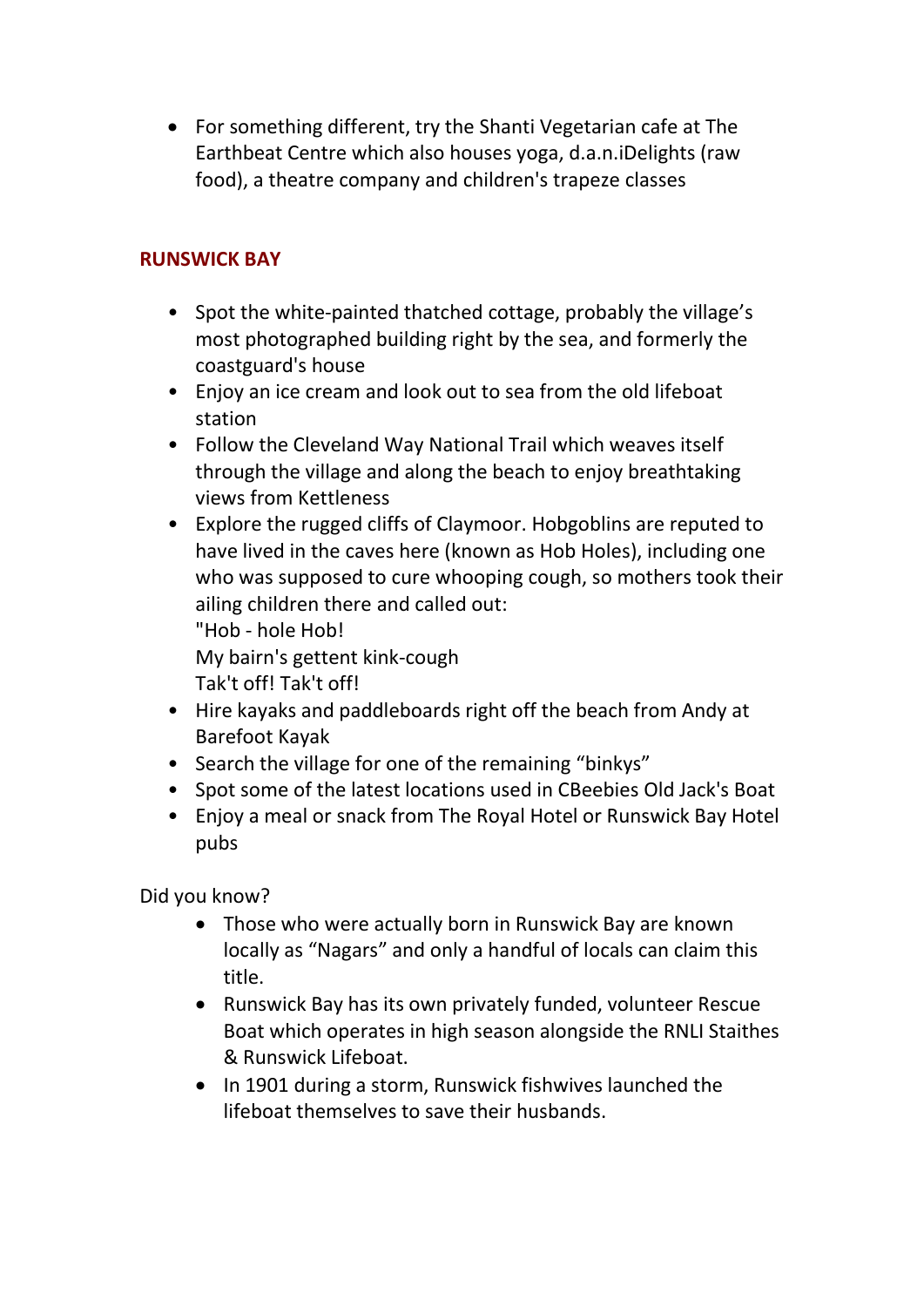- For something different, try the Shanti Vegetarian cafe at The Earthbeat Centre which also houses yoga, d.a.n.iDelights (raw food), a theatre company and children's trapeze classes

## RUNSWICK BAY

- Spot the white-painted thatched cottage, probably the village's most photographed building right by the sea, and formerly the coastguard's house
- Enjoy an ice cream and look out to sea from the old lifeboat station
- Follow the Cleveland Way National Trail which weaves itself through the village and along the beach to enjoy breathtaking views from Kettleness
- Explore the rugged cliffs of Claymoor. Hobgoblins are reputed to have lived in the caves here (known as Hob Holes), including one who was supposed to cure whooping cough, so mothers took their ailing children there and called out:
  "Hob - hole Hob!
  My bairn's gettent kink-cough
  Tak't off! Tak't off!
- Hire kayaks and paddleboards right off the beach from Andy at Barefoot Kayak
- Search the village for one of the remaining "binkys"
- Spot some of the latest locations used in CBeebies Old Jack's Boat
- Enjoy a meal or snack from The Royal Hotel or Runswick Bay Hotel pubs

Did you know?

- Those who were actually born in Runswick Bay are known locally as "Nagars" and only a handful of locals can claim this title.
- Runswick Bay has its own privately funded, volunteer Rescue Boat which operates in high season alongside the RNLI Staithes & Runswick Lifeboat.
- In 1901 during a storm, Runswick fishwives launched the lifeboat themselves to save their husbands.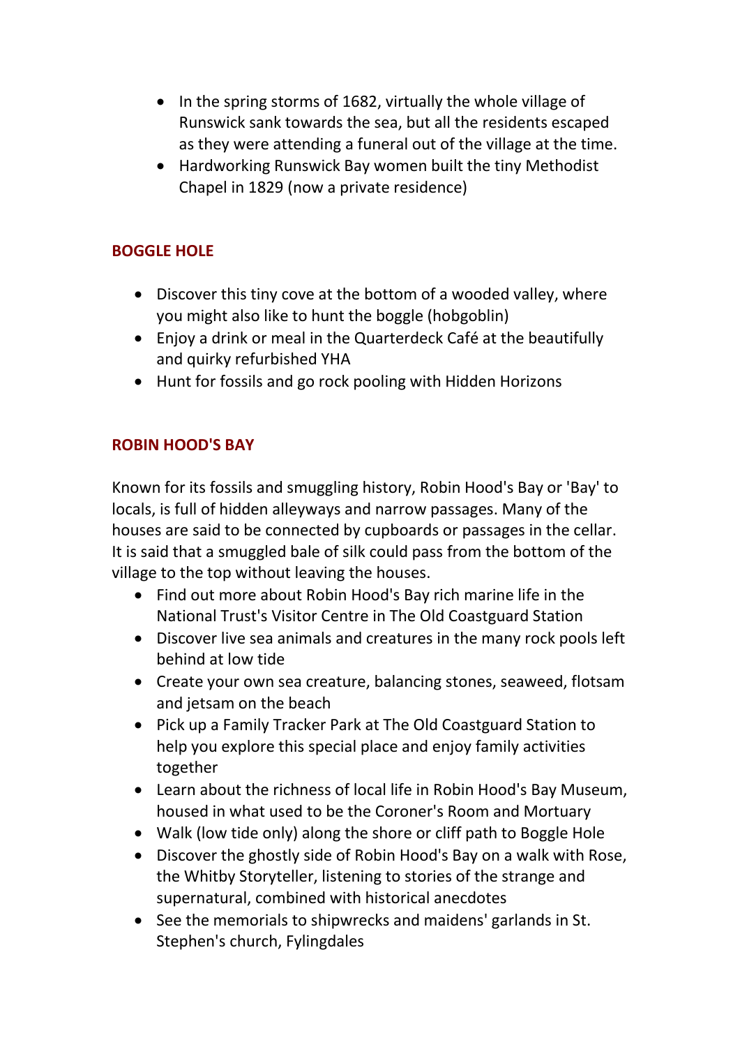- In the spring storms of 1682, virtually the whole village of Runswick sank towards the sea, but all the residents escaped as they were attending a funeral out of the village at the time.
- Hardworking Runswick Bay women built the tiny Methodist Chapel in 1829 (now a private residence)

## BOGGLE HOLE

- Discover this tiny cove at the bottom of a wooded valley, where you might also like to hunt the boggle (hobgoblin)
- Enjoy a drink or meal in the Quarterdeck Café at the beautifully and quirky refurbished YHA
- Hunt for fossils and go rock pooling with Hidden Horizons

## ROBIN HOOD'S BAY

Known for its fossils and smuggling history, Robin Hood's Bay or 'Bay' to locals, is full of hidden alleyways and narrow passages. Many of the houses are said to be connected by cupboards or passages in the cellar. It is said that a smuggled bale of silk could pass from the bottom of the village to the top without leaving the houses.

- Find out more about Robin Hood's Bay rich marine life in the National Trust's Visitor Centre in The Old Coastguard Station
- Discover live sea animals and creatures in the many rock pools left behind at low tide
- Create your own sea creature, balancing stones, seaweed, flotsam and jetsam on the beach
- Pick up a Family Tracker Park at The Old Coastguard Station to help you explore this special place and enjoy family activities together
- Learn about the richness of local life in Robin Hood's Bay Museum, housed in what used to be the Coroner's Room and Mortuary
- Walk (low tide only) along the shore or cliff path to Boggle Hole
- Discover the ghostly side of Robin Hood's Bay on a walk with Rose, the Whitby Storyteller, listening to stories of the strange and supernatural, combined with historical anecdotes
- See the memorials to shipwrecks and maidens' garlands in St. Stephen's church, Fylingdales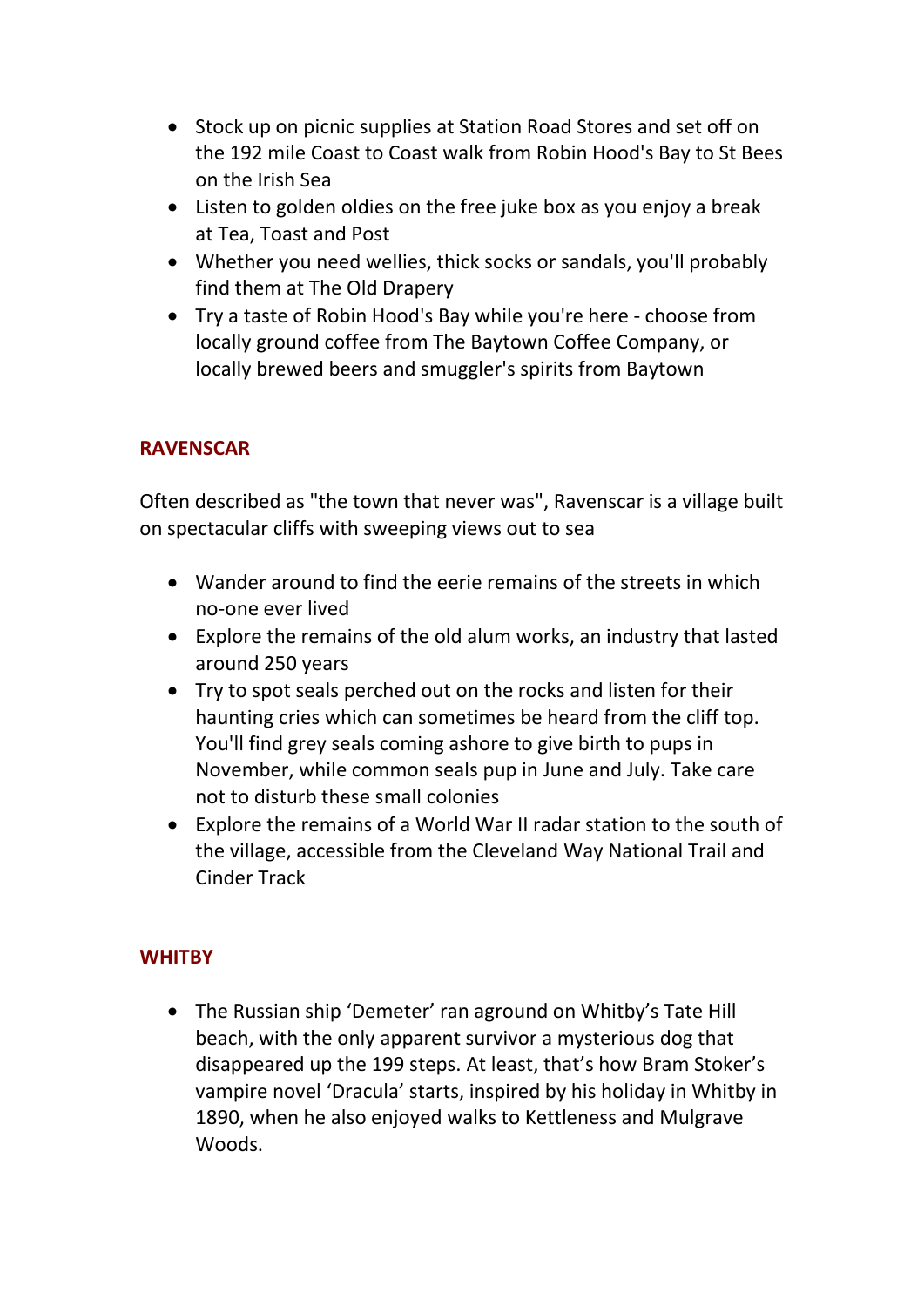- Stock up on picnic supplies at Station Road Stores and set off on the 192 mile Coast to Coast walk from Robin Hood's Bay to St Bees on the Irish Sea
- Listen to golden oldies on the free juke box as you enjoy a break at Tea, Toast and Post
- Whether you need wellies, thick socks or sandals, you'll probably find them at The Old Drapery
- Try a taste of Robin Hood's Bay while you're here - choose from locally ground coffee from The Baytown Coffee Company, or locally brewed beers and smuggler's spirits from Baytown

## RAVENSCAR

Often described as "the town that never was", Ravenscar is a village built on spectacular cliffs with sweeping views out to sea

- Wander around to find the eerie remains of the streets in which no-one ever lived
- Explore the remains of the old alum works, an industry that lasted around 250 years
- Try to spot seals perched out on the rocks and listen for their haunting cries which can sometimes be heard from the cliff top. You'll find grey seals coming ashore to give birth to pups in November, while common seals pup in June and July. Take care not to disturb these small colonies
- Explore the remains of a World War II radar station to the south of the village, accessible from the Cleveland Way National Trail and Cinder Track

## WHITBY

- The Russian ship 'Demeter' ran aground on Whitby's Tate Hill beach, with the only apparent survivor a mysterious dog that disappeared up the 199 steps. At least, that's how Bram Stoker's vampire novel 'Dracula' starts, inspired by his holiday in Whitby in 1890, when he also enjoyed walks to Kettleness and Mulgrave Woods.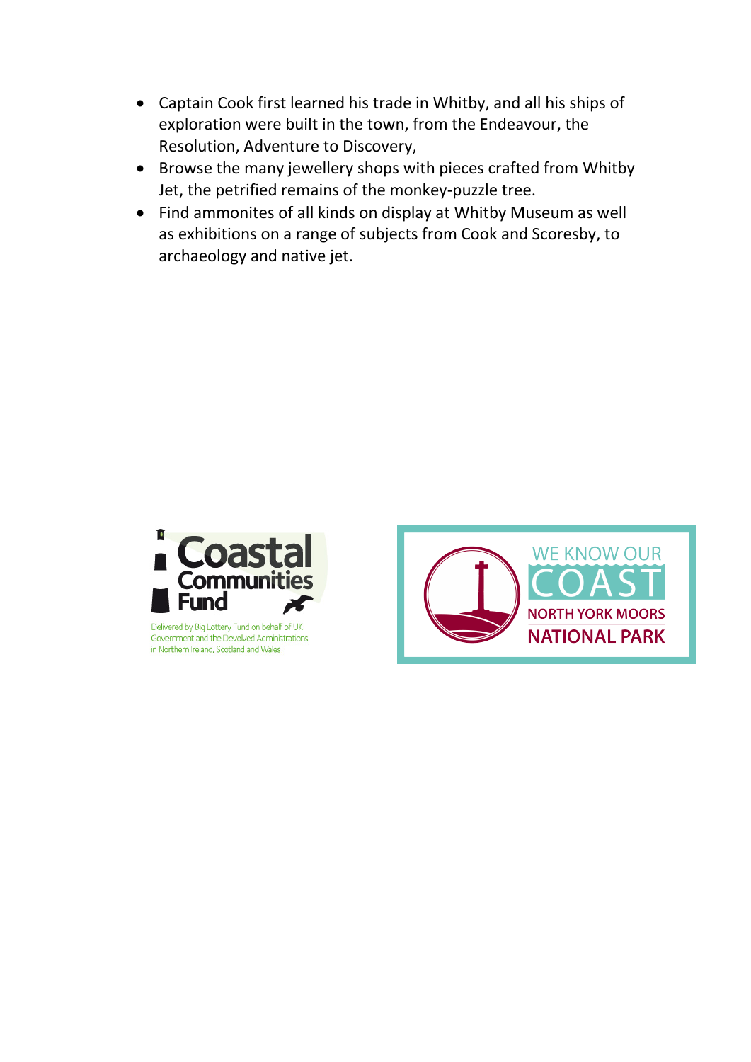- Captain Cook first learned his trade in Whitby, and all his ships of exploration were built in the town, from the Endeavour, the Resolution, Adventure to Discovery,
- Browse the many jewellery shops with pieces crafted from Whitby Jet, the petrified remains of the monkey-puzzle tree.
- Find ammonites of all kinds on display at Whitby Museum as well as exhibitions on a range of subjects from Cook and Scoresby, to archaeology and native jet.

Coastal Communities Fund

Delivered by Big Lottery Fund on behalf of UK Government and the Devolved Administrations in Northern Ireland, Scotland and Wales

WE KNOW OUR COAST

NORTH YORK MOORS NATIONAL PARK